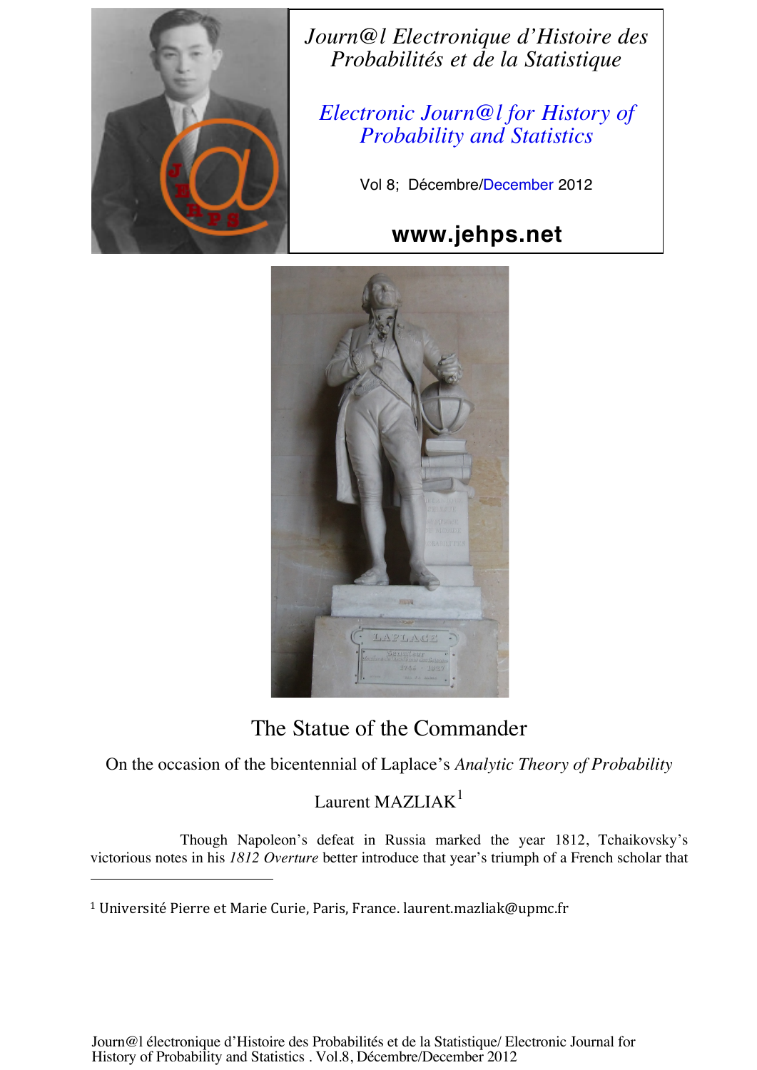Journ@l Electronique d'Histoire des Probabilités et de la Statistique

Electronic Journ@l for History of Probability and Statistics

Vol 8; Décembre/December 2012

www.jehps.net

# The Statue of the Commander

On the occasion of the bicentennial of Laplace's *Analytic Theory of Probability*

Laurent MAZLIAK[1]

Though Napoleon's defeat in Russia marked the year 1812, Tchaikovsky's victorious notes in his *1812 Overture* better introduce that year's triumph of a French scholar that

[1] Université Pierre et Marie Curie, Paris, France. laurent.mazliak@upmc.fr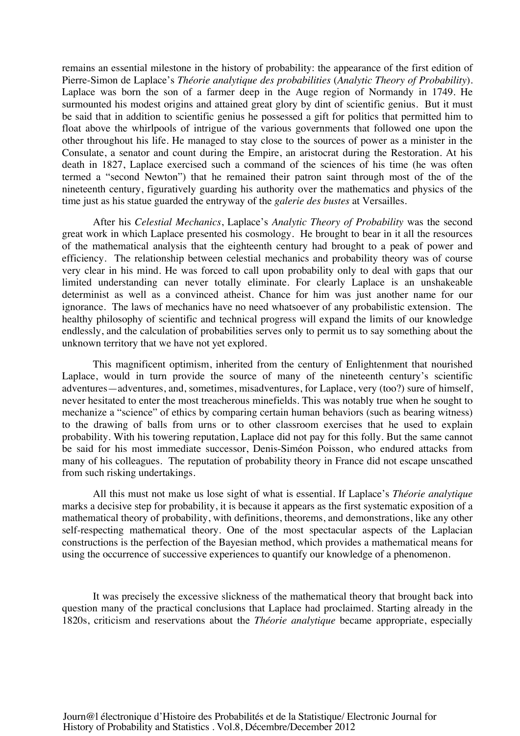remains an essential milestone in the history of probability: the appearance of the first edition of Pierre-Simon de Laplace's *Théorie analytique des probabilities* (*Analytic Theory of Probability*). Laplace was born the son of a farmer deep in the Auge region of Normandy in 1749. He surmounted his modest origins and attained great glory by dint of scientific genius. But it must be said that in addition to scientific genius he possessed a gift for politics that permitted him to float above the whirlpools of intrigue of the various governments that followed one upon the other throughout his life. He managed to stay close to the sources of power as a minister in the Consulate, a senator and count during the Empire, an aristocrat during the Restoration. At his death in 1827, Laplace exercised such a command of the sciences of his time (he was often termed a "second Newton") that he remained their patron saint through most of the of the nineteenth century, figuratively guarding his authority over the mathematics and physics of the time just as his statue guarded the entryway of the *galerie des bustes* at Versailles.

After his *Celestial Mechanics*, Laplace's *Analytic Theory of Probability* was the second great work in which Laplace presented his cosmology. He brought to bear in it all the resources of the mathematical analysis that the eighteenth century had brought to a peak of power and efficiency. The relationship between celestial mechanics and probability theory was of course very clear in his mind. He was forced to call upon probability only to deal with gaps that our limited understanding can never totally eliminate. For clearly Laplace is an unshakeable determinist as well as a convinced atheist. Chance for him was just another name for our ignorance. The laws of mechanics have no need whatsoever of any probabilistic extension. The healthy philosophy of scientific and technical progress will expand the limits of our knowledge endlessly, and the calculation of probabilities serves only to permit us to say something about the unknown territory that we have not yet explored.

This magnificent optimism, inherited from the century of Enlightenment that nourished Laplace, would in turn provide the source of many of the nineteenth century's scientific adventures—adventures, and, sometimes, misadventures, for Laplace, very (too?) sure of himself, never hesitated to enter the most treacherous minefields. This was notably true when he sought to mechanize a "science" of ethics by comparing certain human behaviors (such as bearing witness) to the drawing of balls from urns or to other classroom exercises that he used to explain probability. With his towering reputation, Laplace did not pay for this folly. But the same cannot be said for his most immediate successor, Denis-Siméon Poisson, who endured attacks from many of his colleagues. The reputation of probability theory in France did not escape unscathed from such risking undertakings.

All this must not make us lose sight of what is essential. If Laplace's *Théorie analytique* marks a decisive step for probability, it is because it appears as the first systematic exposition of a mathematical theory of probability, with definitions, theorems, and demonstrations, like any other self-respecting mathematical theory. One of the most spectacular aspects of the Laplacian constructions is the perfection of the Bayesian method, which provides a mathematical means for using the occurrence of successive experiences to quantify our knowledge of a phenomenon.

It was precisely the excessive slickness of the mathematical theory that brought back into question many of the practical conclusions that Laplace had proclaimed. Starting already in the 1820s, criticism and reservations about the *Théorie analytique* became appropriate, especially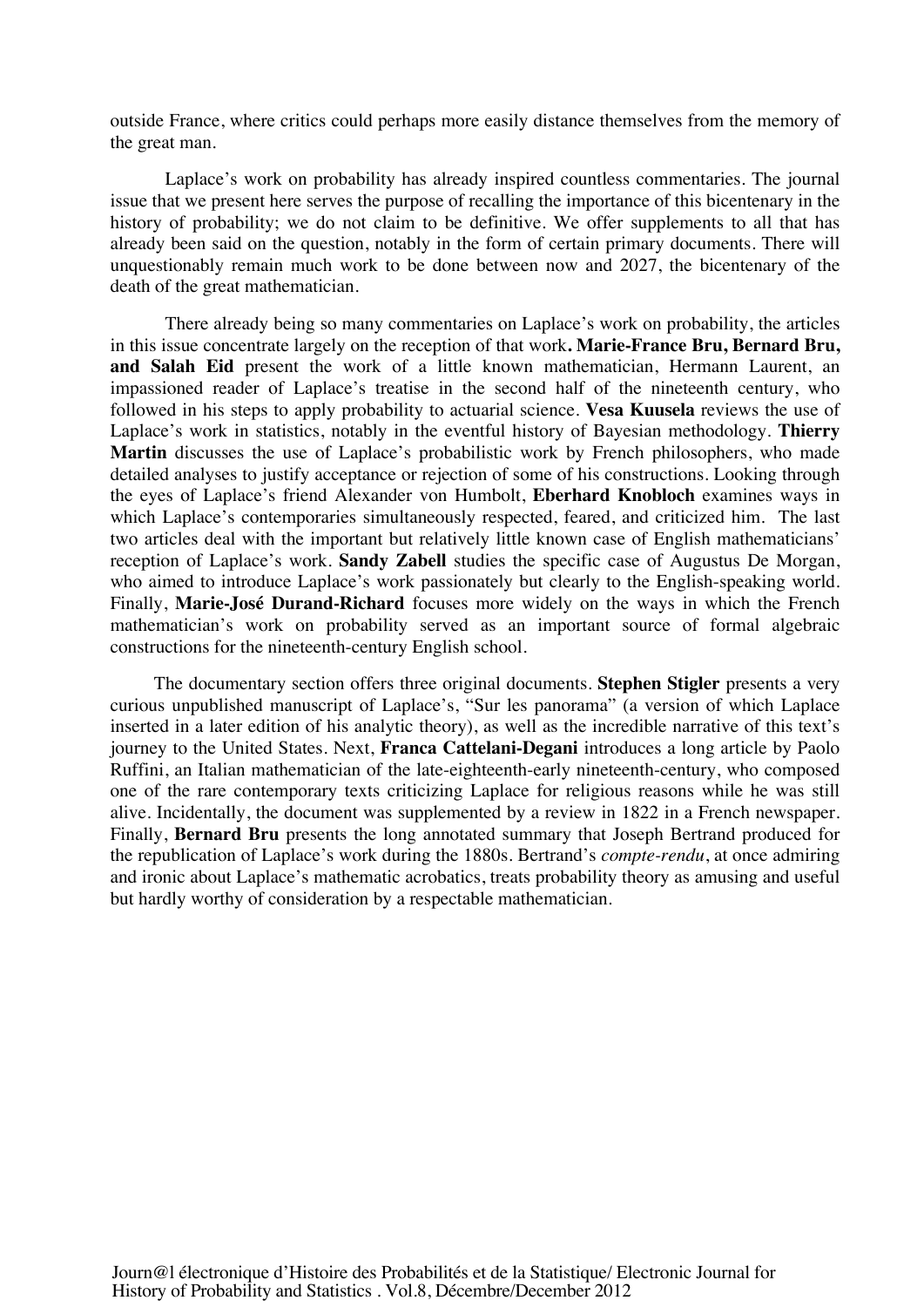outside France, where critics could perhaps more easily distance themselves from the memory of the great man.

Laplace's work on probability has already inspired countless commentaries. The journal issue that we present here serves the purpose of recalling the importance of this bicentenary in the history of probability; we do not claim to be definitive. We offer supplements to all that has already been said on the question, notably in the form of certain primary documents. There will unquestionably remain much work to be done between now and 2027, the bicentenary of the death of the great mathematician.

There already being so many commentaries on Laplace's work on probability, the articles in this issue concentrate largely on the reception of that work**. Marie-France Bru, Bernard Bru, and Salah Eid** present the work of a little known mathematician, Hermann Laurent, an impassioned reader of Laplace's treatise in the second half of the nineteenth century, who followed in his steps to apply probability to actuarial science. **Vesa Kuusela** reviews the use of Laplace's work in statistics, notably in the eventful history of Bayesian methodology. **Thierry Martin** discusses the use of Laplace's probabilistic work by French philosophers, who made detailed analyses to justify acceptance or rejection of some of his constructions. Looking through the eyes of Laplace's friend Alexander von Humbolt, **Eberhard Knobloch** examines ways in which Laplace's contemporaries simultaneously respected, feared, and criticized him. The last two articles deal with the important but relatively little known case of English mathematicians' reception of Laplace's work. **Sandy Zabell** studies the specific case of Augustus De Morgan, who aimed to introduce Laplace's work passionately but clearly to the English-speaking world. Finally, **Marie-José Durand-Richard** focuses more widely on the ways in which the French mathematician's work on probability served as an important source of formal algebraic constructions for the nineteenth-century English school.

The documentary section offers three original documents. **Stephen Stigler** presents a very curious unpublished manuscript of Laplace's, "Sur les panorama" (a version of which Laplace inserted in a later edition of his analytic theory), as well as the incredible narrative of this text's journey to the United States. Next, **Franca Cattelani-Degani** introduces a long article by Paolo Ruffini, an Italian mathematician of the late-eighteenth-early nineteenth-century, who composed one of the rare contemporary texts criticizing Laplace for religious reasons while he was still alive. Incidentally, the document was supplemented by a review in 1822 in a French newspaper. Finally, **Bernard Bru** presents the long annotated summary that Joseph Bertrand produced for the republication of Laplace's work during the 1880s. Bertrand's *compte-rendu*, at once admiring and ironic about Laplace's mathematic acrobatics, treats probability theory as amusing and useful but hardly worthy of consideration by a respectable mathematician.